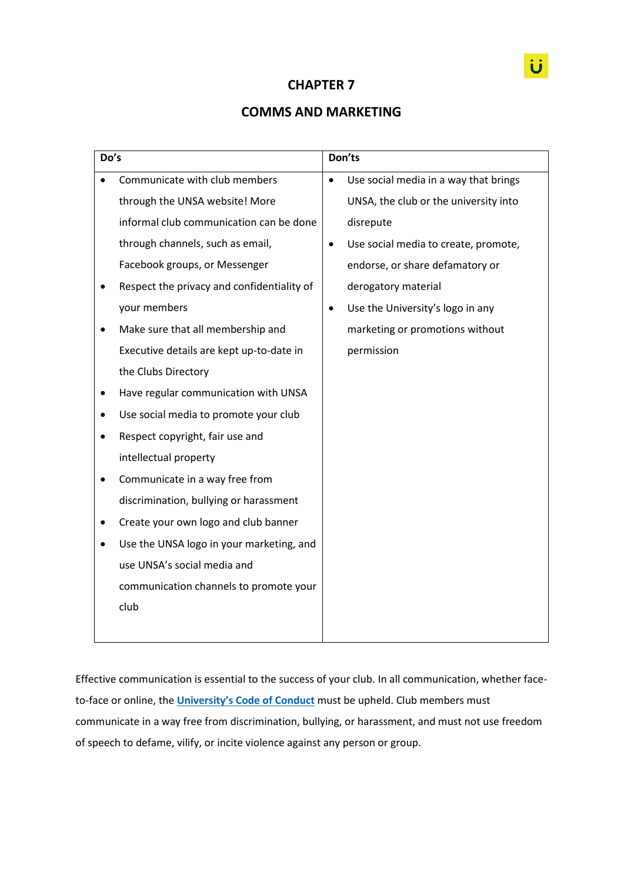# CHAPTER 7

# COMMS AND MARKETING

| Do's | Don'ts |
|---|---|
| • Communicate with club members through the UNSA website! More informal club communication can be done through channels, such as email, Facebook groups, or Messenger<br>• Respect the privacy and confidentiality of your members<br>• Make sure that all membership and Executive details are kept up-to-date in the Clubs Directory<br>• Have regular communication with UNSA<br>• Use social media to promote your club<br>• Respect copyright, fair use and intellectual property<br>• Communicate in a way free from discrimination, bullying or harassment<br>• Create your own logo and club banner<br>• Use the UNSA logo in your marketing, and use UNSA's social media and communication channels to promote your club | • Use social media in a way that brings UNSA, the club or the university into disrepute<br>• Use social media to create, promote, endorse, or share defamatory or derogatory material<br>• Use the University's logo in any marketing or promotions without permission |

Effective communication is essential to the success of your club. In all communication, whether face-to-face or online, the **University's Code of Conduct** must be upheld. Club members must communicate in a way free from discrimination, bullying, or harassment, and must not use freedom of speech to defame, vilify, or incite violence against any person or group.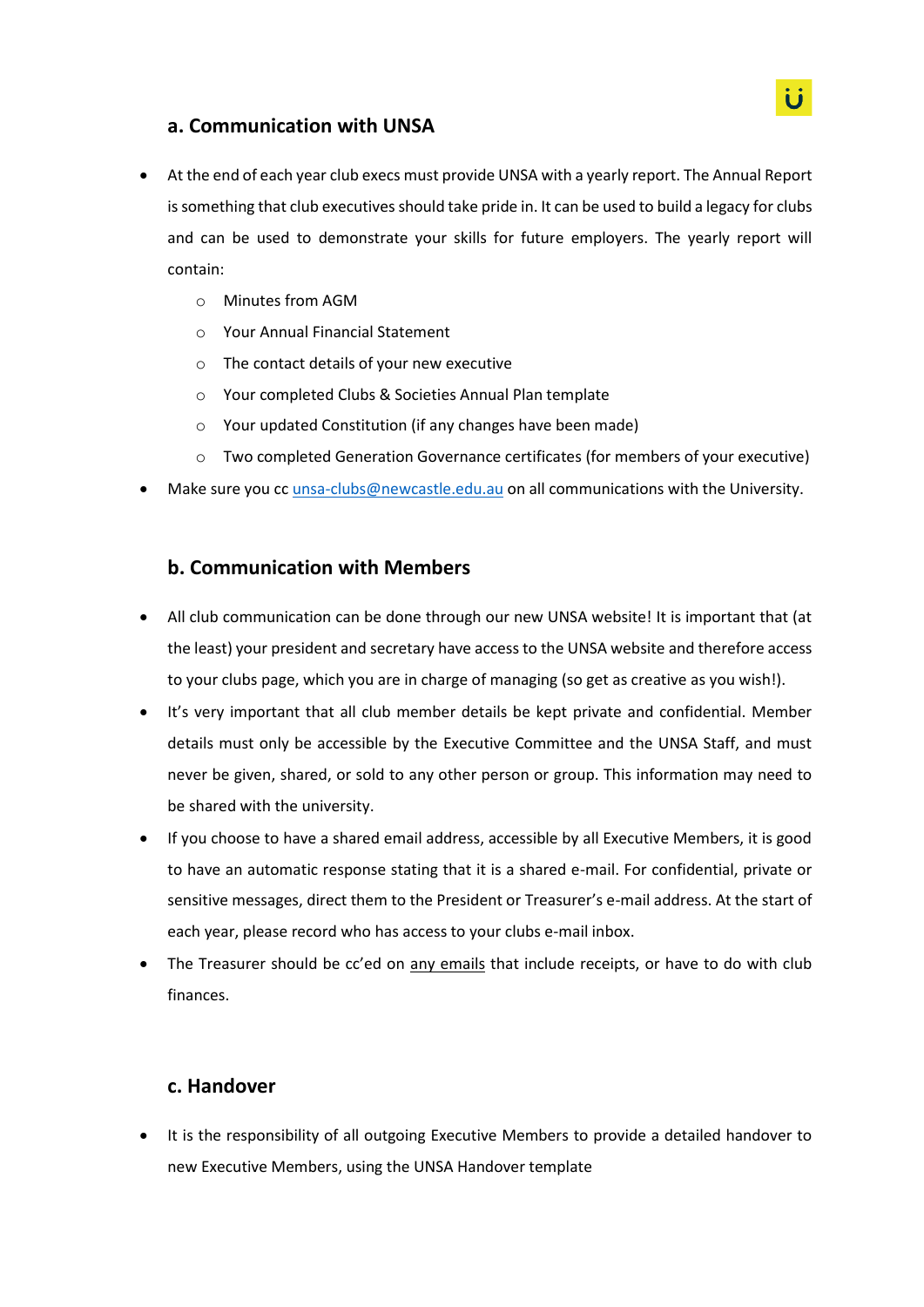## a. Communication with UNSA

- At the end of each year club execs must provide UNSA with a yearly report. The Annual Report is something that club executives should take pride in. It can be used to build a legacy for clubs and can be used to demonstrate your skills for future employers. The yearly report will contain:
    - Minutes from AGM
    - Your Annual Financial Statement
    - The contact details of your new executive
    - Your completed Clubs & Societies Annual Plan template
    - Your updated Constitution (if any changes have been made)
    - Two completed Generation Governance certificates (for members of your executive)
- Make sure you cc [unsa-clubs@newcastle.edu.au](mailto:unsa-clubs@newcastle.edu.au) on all communications with the University.

## b. Communication with Members

- All club communication can be done through our new UNSA website! It is important that (at the least) your president and secretary have access to the UNSA website and therefore access to your clubs page, which you are in charge of managing (so get as creative as you wish!).
- It's very important that all club member details be kept private and confidential. Member details must only be accessible by the Executive Committee and the UNSA Staff, and must never be given, shared, or sold to any other person or group. This information may need to be shared with the university.
- If you choose to have a shared email address, accessible by all Executive Members, it is good to have an automatic response stating that it is a shared e-mail. For confidential, private or sensitive messages, direct them to the President or Treasurer's e-mail address. At the start of each year, please record who has access to your clubs e-mail inbox.
- The Treasurer should be cc'ed on <u>any emails</u> that include receipts, or have to do with club finances.

## c. Handover

- It is the responsibility of all outgoing Executive Members to provide a detailed handover to new Executive Members, using the UNSA Handover template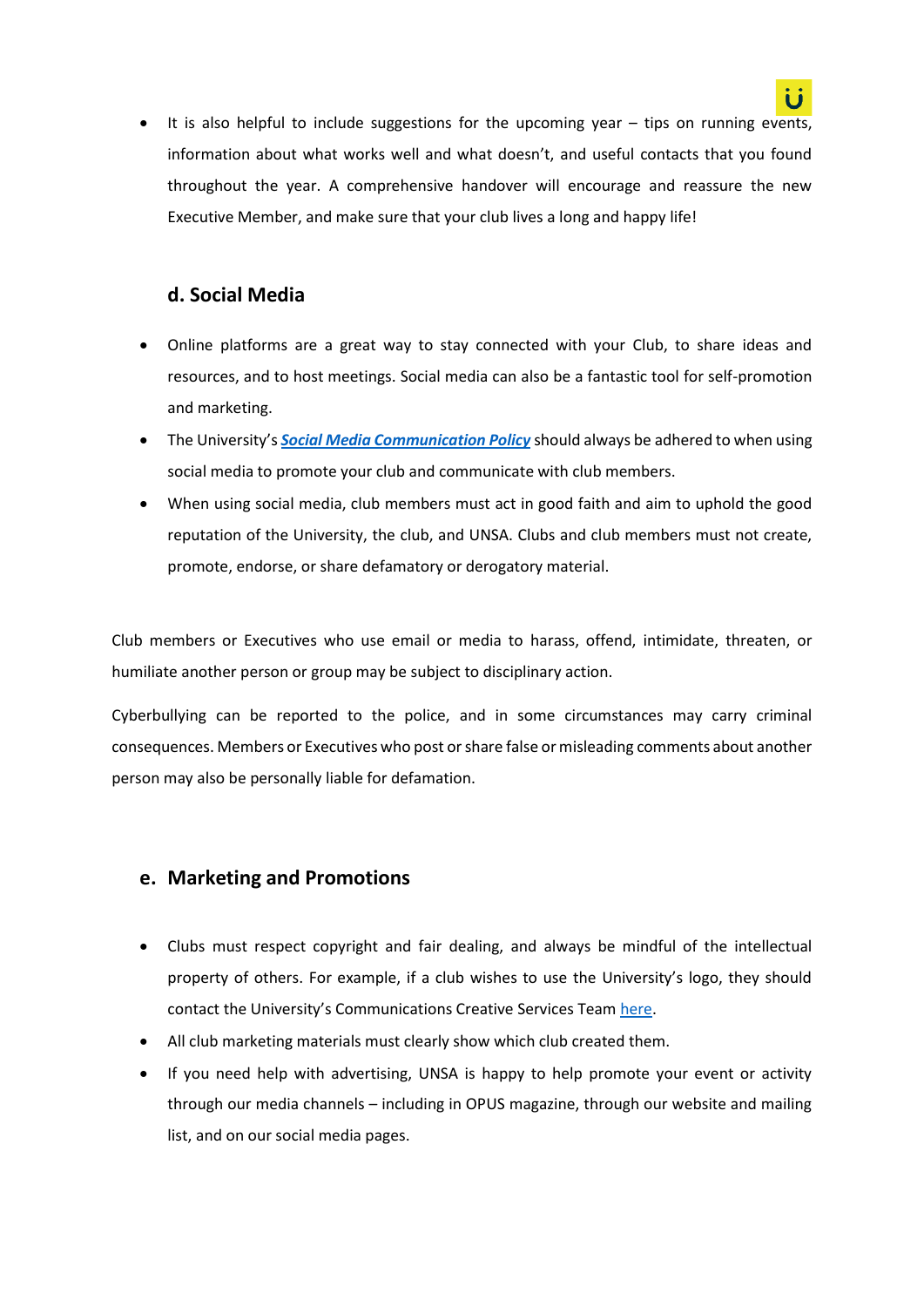- It is also helpful to include suggestions for the upcoming year – tips on running events, information about what works well and what doesn't, and useful contacts that you found throughout the year. A comprehensive handover will encourage and reassure the new Executive Member, and make sure that your club lives a long and happy life!

### d. Social Media

- Online platforms are a great way to stay connected with your Club, to share ideas and resources, and to host meetings. Social media can also be a fantastic tool for self-promotion and marketing.
- The University's ***Social Media Communication Policy*** should always be adhered to when using social media to promote your club and communicate with club members.
- When using social media, club members must act in good faith and aim to uphold the good reputation of the University, the club, and UNSA. Clubs and club members must not create, promote, endorse, or share defamatory or derogatory material.

Club members or Executives who use email or media to harass, offend, intimidate, threaten, or humiliate another person or group may be subject to disciplinary action.

Cyberbullying can be reported to the police, and in some circumstances may carry criminal consequences. Members or Executives who post or share false or misleading comments about another person may also be personally liable for defamation.

### e. Marketing and Promotions

- Clubs must respect copyright and fair dealing, and always be mindful of the intellectual property of others. For example, if a club wishes to use the University's logo, they should contact the University's Communications Creative Services Team here.
- All club marketing materials must clearly show which club created them.
- If you need help with advertising, UNSA is happy to help promote your event or activity through our media channels – including in OPUS magazine, through our website and mailing list, and on our social media pages.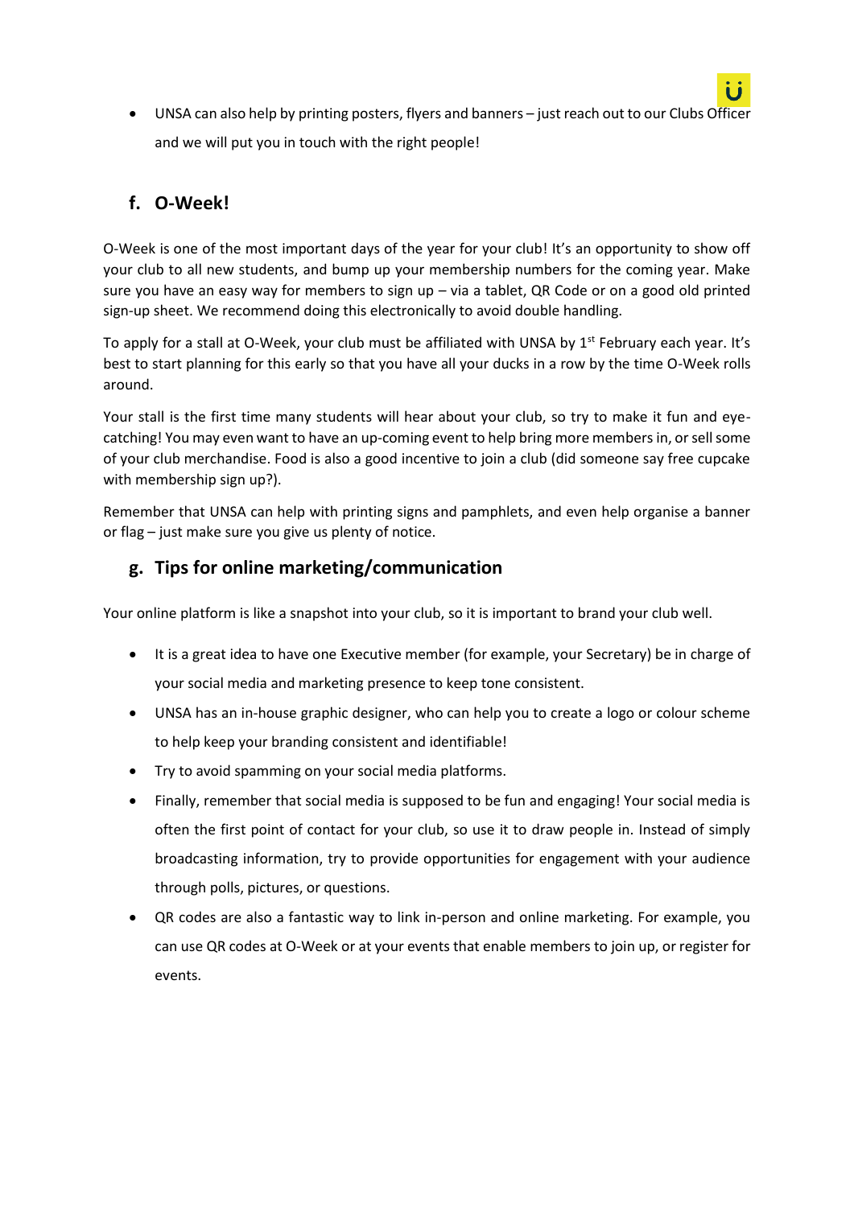- UNSA can also help by printing posters, flyers and banners – just reach out to our Clubs Officer and we will put you in touch with the right people!

## f. O-Week!

O-Week is one of the most important days of the year for your club! It's an opportunity to show off your club to all new students, and bump up your membership numbers for the coming year. Make sure you have an easy way for members to sign up – via a tablet, QR Code or on a good old printed sign-up sheet. We recommend doing this electronically to avoid double handling.

To apply for a stall at O-Week, your club must be affiliated with UNSA by 1st February each year. It's best to start planning for this early so that you have all your ducks in a row by the time O-Week rolls around.

Your stall is the first time many students will hear about your club, so try to make it fun and eye-catching! You may even want to have an up-coming event to help bring more members in, or sell some of your club merchandise. Food is also a good incentive to join a club (did someone say free cupcake with membership sign up?).

Remember that UNSA can help with printing signs and pamphlets, and even help organise a banner or flag – just make sure you give us plenty of notice.

## g. Tips for online marketing/communication

Your online platform is like a snapshot into your club, so it is important to brand your club well.

- It is a great idea to have one Executive member (for example, your Secretary) be in charge of your social media and marketing presence to keep tone consistent.
- UNSA has an in-house graphic designer, who can help you to create a logo or colour scheme to help keep your branding consistent and identifiable!
- Try to avoid spamming on your social media platforms.
- Finally, remember that social media is supposed to be fun and engaging! Your social media is often the first point of contact for your club, so use it to draw people in. Instead of simply broadcasting information, try to provide opportunities for engagement with your audience through polls, pictures, or questions.
- QR codes are also a fantastic way to link in-person and online marketing. For example, you can use QR codes at O-Week or at your events that enable members to join up, or register for events.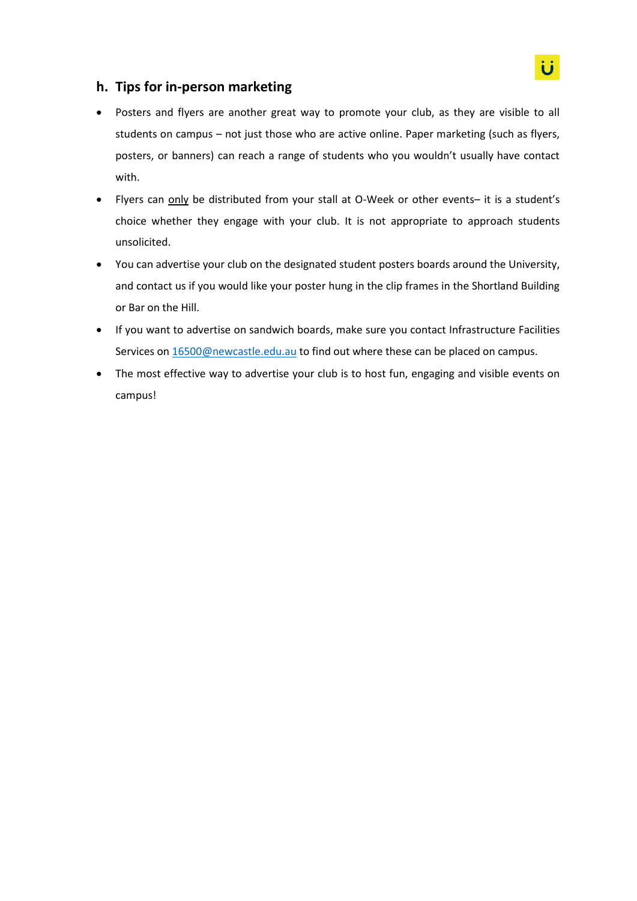## h. Tips for in-person marketing

- Posters and flyers are another great way to promote your club, as they are visible to all students on campus – not just those who are active online. Paper marketing (such as flyers, posters, or banners) can reach a range of students who you wouldn't usually have contact with.
- Flyers can <u>only</u> be distributed from your stall at O-Week or other events– it is a student's choice whether they engage with your club. It is not appropriate to approach students unsolicited.
- You can advertise your club on the designated student posters boards around the University, and contact us if you would like your poster hung in the clip frames in the Shortland Building or Bar on the Hill.
- If you want to advertise on sandwich boards, make sure you contact Infrastructure Facilities Services on [16500@newcastle.edu.au](mailto:16500@newcastle.edu.au) to find out where these can be placed on campus.
- The most effective way to advertise your club is to host fun, engaging and visible events on campus!